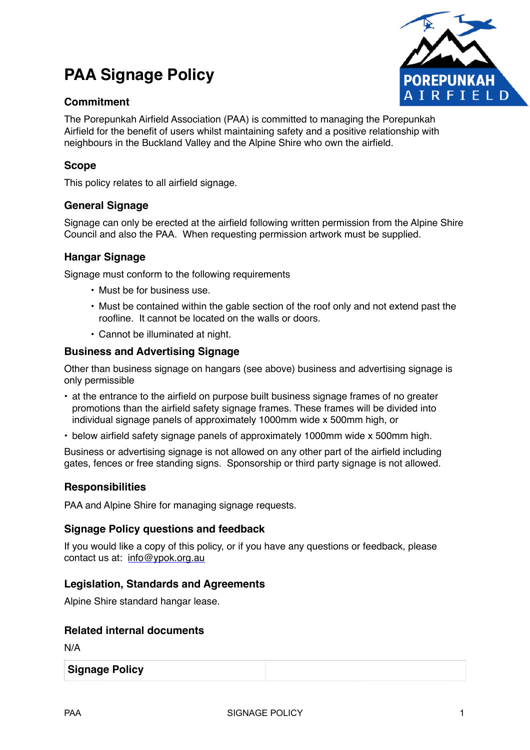# PAA Signage Policy

## Commitment

The Porepunkah Airfield Association (PAA) is committed to managing the Porepunkah Airfield for the benefit of users whilst maintaining safety and a positive relationship with neighbours in the Buckland Valley and the Alpine Shire who own the airfield.

## Scope

This policy relates to all airfield signage.

## General Signage

Signage can only be erected at the airfield following written permission from the Alpine Shire Council and also the PAA. When requesting permission artwork must be supplied.

## Hangar Signage

Signage must conform to the following requirements

- Must be for business use.
- Must be contained within the gable section of the roof only and not extend past the roofline. It cannot be located on the walls or doors.
- Cannot be illuminated at night.

## Business and Advertising Signage

Other than business signage on hangars (see above) business and advertising signage is only permissible

- at the entrance to the airfield on purpose built business signage frames of no greater promotions than the airfield safety signage frames. These frames will be divided into individual signage panels of approximately 1000mm wide x 500mm high, or
- below airfield safety signage panels of approximately 1000mm wide x 500mm high.

Business or advertising signage is not allowed on any other part of the airfield including gates, fences or free standing signs. Sponsorship or third party signage is not allowed.

## Responsibilities

PAA and Alpine Shire for managing signage requests.

## Signage Policy questions and feedback

If you would like a copy of this policy, or if you have any questions or feedback, please contact us at: info@ypok.org.au

## Legislation, Standards and Agreements

Alpine Shire standard hangar lease.

## Related internal documents

N/A

| Signage Policy | |
| --- | --- |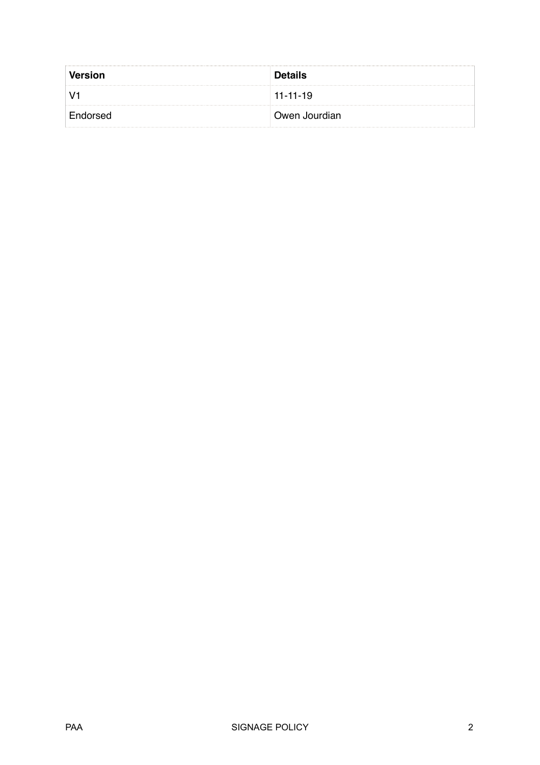| Version | Details |
| --- | --- |
| V1 | 11-11-19 |
| Endorsed | Owen Jourdian |